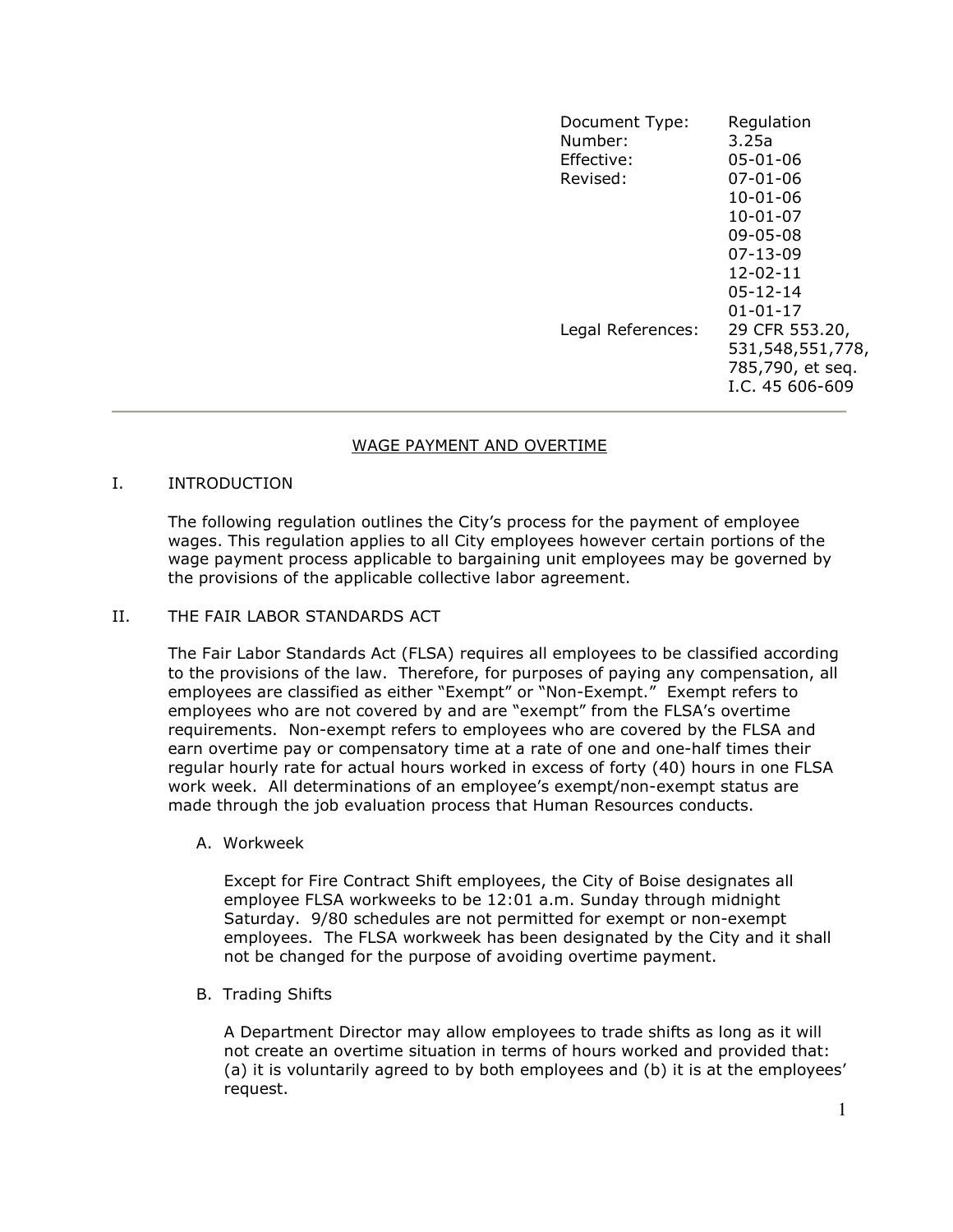| | |
|---|---|
| Document Type: | Regulation |
| Number: | 3.25a |
| Effective: | 05-01-06 |
| Revised: | 07-01-06<br>10-01-06<br>10-01-07<br>09-05-08<br>07-13-09<br>12-02-11<br>05-12-14<br>01-01-17 |
| Legal References: | 29 CFR 553.20, 531,548,551,778, 785,790, et seq. I.C. 45 606-609 |

---

# WAGE PAYMENT AND OVERTIME

## I. INTRODUCTION

The following regulation outlines the City's process for the payment of employee wages. This regulation applies to all City employees however certain portions of the wage payment process applicable to bargaining unit employees may be governed by the provisions of the applicable collective labor agreement.

## II. THE FAIR LABOR STANDARDS ACT

The Fair Labor Standards Act (FLSA) requires all employees to be classified according to the provisions of the law. Therefore, for purposes of paying any compensation, all employees are classified as either "Exempt" or "Non-Exempt." Exempt refers to employees who are not covered by and are "exempt" from the FLSA's overtime requirements. Non-exempt refers to employees who are covered by the FLSA and earn overtime pay or compensatory time at a rate of one and one-half times their regular hourly rate for actual hours worked in excess of forty (40) hours in one FLSA work week. All determinations of an employee's exempt/non-exempt status are made through the job evaluation process that Human Resources conducts.

### A. Workweek

Except for Fire Contract Shift employees, the City of Boise designates all employee FLSA workweeks to be 12:01 a.m. Sunday through midnight Saturday. 9/80 schedules are not permitted for exempt or non-exempt employees. The FLSA workweek has been designated by the City and it shall not be changed for the purpose of avoiding overtime payment.

### B. Trading Shifts

A Department Director may allow employees to trade shifts as long as it will not create an overtime situation in terms of hours worked and provided that: (a) it is voluntarily agreed to by both employees and (b) it is at the employees' request.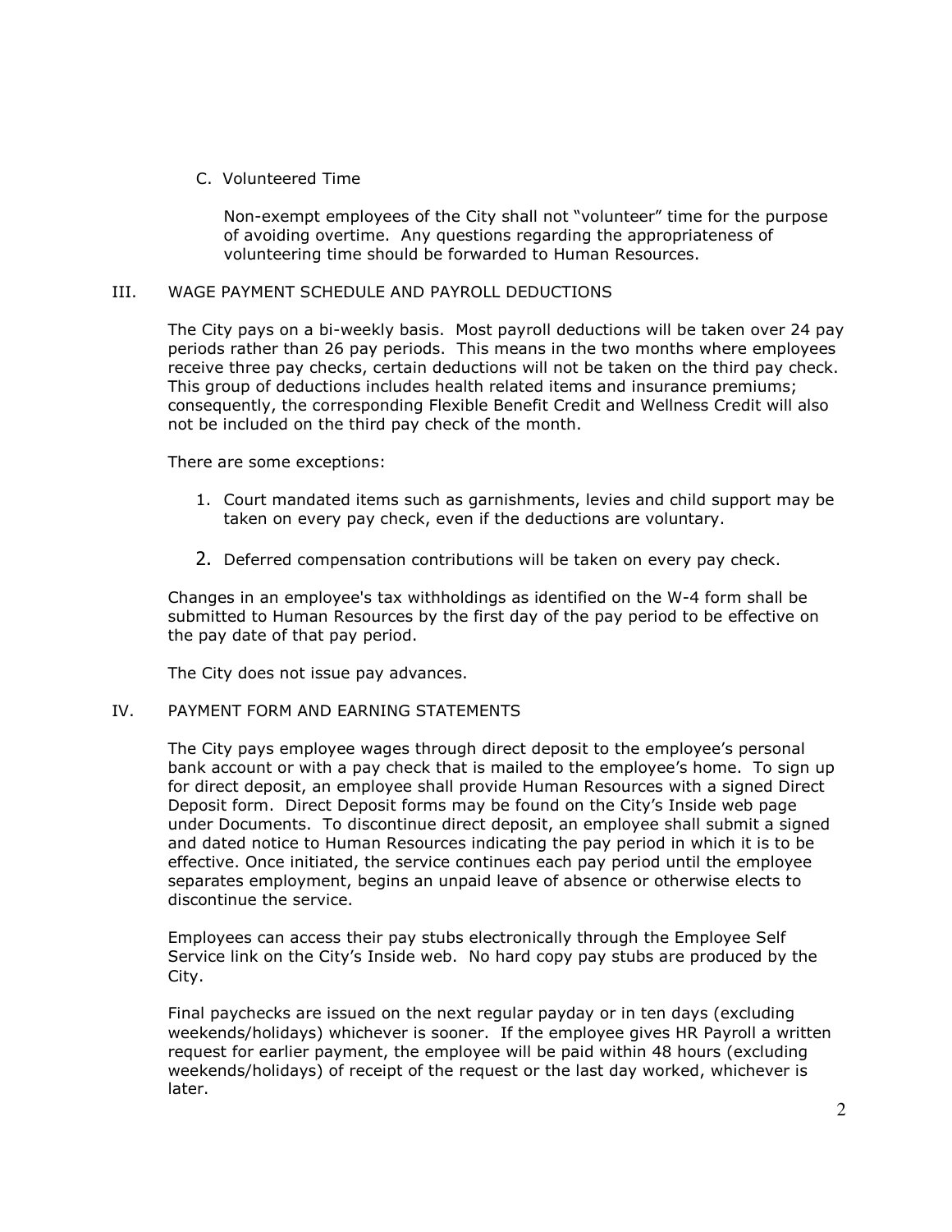C. Volunteered Time

Non-exempt employees of the City shall not "volunteer" time for the purpose of avoiding overtime. Any questions regarding the appropriateness of volunteering time should be forwarded to Human Resources.

## III. WAGE PAYMENT SCHEDULE AND PAYROLL DEDUCTIONS

The City pays on a bi-weekly basis. Most payroll deductions will be taken over 24 pay periods rather than 26 pay periods. This means in the two months where employees receive three pay checks, certain deductions will not be taken on the third pay check. This group of deductions includes health related items and insurance premiums; consequently, the corresponding Flexible Benefit Credit and Wellness Credit will also not be included on the third pay check of the month.

There are some exceptions:

1. Court mandated items such as garnishments, levies and child support may be taken on every pay check, even if the deductions are voluntary.
2. Deferred compensation contributions will be taken on every pay check.

Changes in an employee's tax withholdings as identified on the W-4 form shall be submitted to Human Resources by the first day of the pay period to be effective on the pay date of that pay period.

The City does not issue pay advances.

## IV. PAYMENT FORM AND EARNING STATEMENTS

The City pays employee wages through direct deposit to the employee's personal bank account or with a pay check that is mailed to the employee's home. To sign up for direct deposit, an employee shall provide Human Resources with a signed Direct Deposit form. Direct Deposit forms may be found on the City's Inside web page under Documents. To discontinue direct deposit, an employee shall submit a signed and dated notice to Human Resources indicating the pay period in which it is to be effective. Once initiated, the service continues each pay period until the employee separates employment, begins an unpaid leave of absence or otherwise elects to discontinue the service.

Employees can access their pay stubs electronically through the Employee Self Service link on the City's Inside web. No hard copy pay stubs are produced by the City.

Final paychecks are issued on the next regular payday or in ten days (excluding weekends/holidays) whichever is sooner. If the employee gives HR Payroll a written request for earlier payment, the employee will be paid within 48 hours (excluding weekends/holidays) of receipt of the request or the last day worked, whichever is later.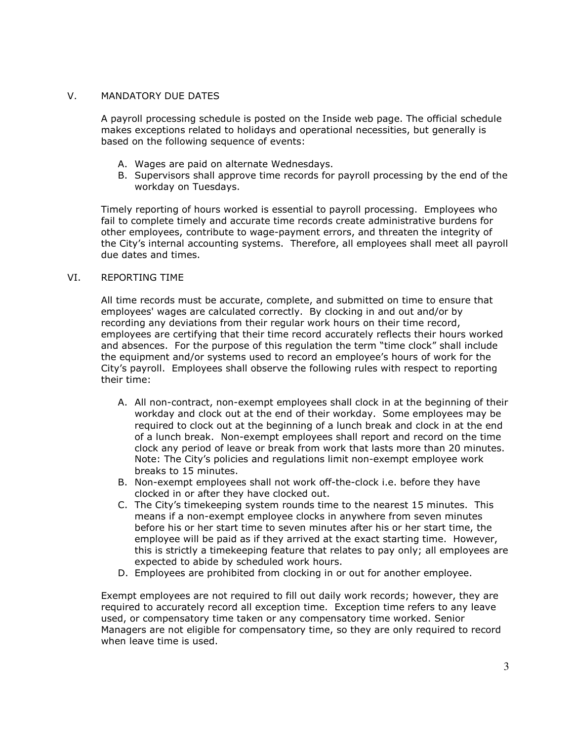## V. MANDATORY DUE DATES

A payroll processing schedule is posted on the Inside web page. The official schedule makes exceptions related to holidays and operational necessities, but generally is based on the following sequence of events:

A. Wages are paid on alternate Wednesdays.
B. Supervisors shall approve time records for payroll processing by the end of the workday on Tuesdays.

Timely reporting of hours worked is essential to payroll processing. Employees who fail to complete timely and accurate time records create administrative burdens for other employees, contribute to wage-payment errors, and threaten the integrity of the City's internal accounting systems. Therefore, all employees shall meet all payroll due dates and times.

## VI. REPORTING TIME

All time records must be accurate, complete, and submitted on time to ensure that employees' wages are calculated correctly. By clocking in and out and/or by recording any deviations from their regular work hours on their time record, employees are certifying that their time record accurately reflects their hours worked and absences. For the purpose of this regulation the term "time clock" shall include the equipment and/or systems used to record an employee's hours of work for the City's payroll. Employees shall observe the following rules with respect to reporting their time:

A. All non-contract, non-exempt employees shall clock in at the beginning of their workday and clock out at the end of their workday. Some employees may be required to clock out at the beginning of a lunch break and clock in at the end of a lunch break. Non-exempt employees shall report and record on the time clock any period of leave or break from work that lasts more than 20 minutes. Note: The City's policies and regulations limit non-exempt employee work breaks to 15 minutes.
B. Non-exempt employees shall not work off-the-clock i.e. before they have clocked in or after they have clocked out.
C. The City's timekeeping system rounds time to the nearest 15 minutes. This means if a non-exempt employee clocks in anywhere from seven minutes before his or her start time to seven minutes after his or her start time, the employee will be paid as if they arrived at the exact starting time. However, this is strictly a timekeeping feature that relates to pay only; all employees are expected to abide by scheduled work hours.
D. Employees are prohibited from clocking in or out for another employee.

Exempt employees are not required to fill out daily work records; however, they are required to accurately record all exception time. Exception time refers to any leave used, or compensatory time taken or any compensatory time worked. Senior Managers are not eligible for compensatory time, so they are only required to record when leave time is used.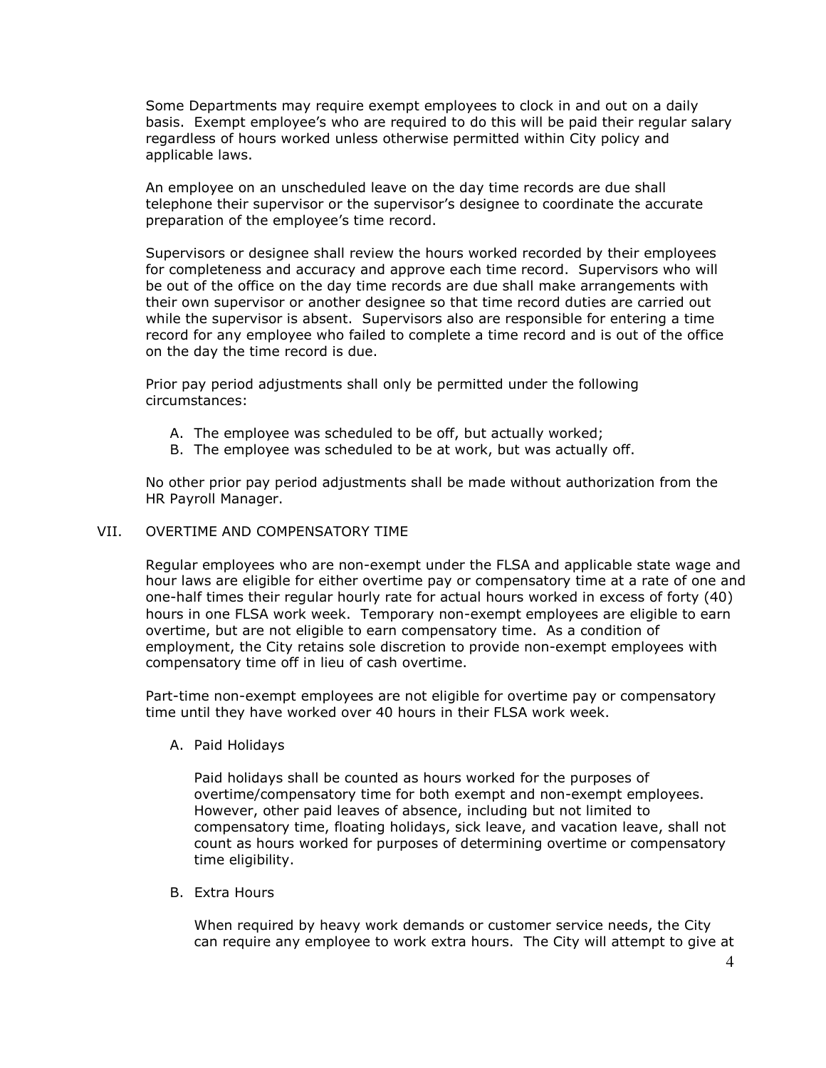Some Departments may require exempt employees to clock in and out on a daily basis. Exempt employee's who are required to do this will be paid their regular salary regardless of hours worked unless otherwise permitted within City policy and applicable laws.

An employee on an unscheduled leave on the day time records are due shall telephone their supervisor or the supervisor's designee to coordinate the accurate preparation of the employee's time record.

Supervisors or designee shall review the hours worked recorded by their employees for completeness and accuracy and approve each time record. Supervisors who will be out of the office on the day time records are due shall make arrangements with their own supervisor or another designee so that time record duties are carried out while the supervisor is absent. Supervisors also are responsible for entering a time record for any employee who failed to complete a time record and is out of the office on the day the time record is due.

Prior pay period adjustments shall only be permitted under the following circumstances:

A. The employee was scheduled to be off, but actually worked;
B. The employee was scheduled to be at work, but was actually off.

No other prior pay period adjustments shall be made without authorization from the HR Payroll Manager.

## VII. OVERTIME AND COMPENSATORY TIME

Regular employees who are non-exempt under the FLSA and applicable state wage and hour laws are eligible for either overtime pay or compensatory time at a rate of one and one-half times their regular hourly rate for actual hours worked in excess of forty (40) hours in one FLSA work week. Temporary non-exempt employees are eligible to earn overtime, but are not eligible to earn compensatory time. As a condition of employment, the City retains sole discretion to provide non-exempt employees with compensatory time off in lieu of cash overtime.

Part-time non-exempt employees are not eligible for overtime pay or compensatory time until they have worked over 40 hours in their FLSA work week.

### A. Paid Holidays

Paid holidays shall be counted as hours worked for the purposes of overtime/compensatory time for both exempt and non-exempt employees. However, other paid leaves of absence, including but not limited to compensatory time, floating holidays, sick leave, and vacation leave, shall not count as hours worked for purposes of determining overtime or compensatory time eligibility.

### B. Extra Hours

When required by heavy work demands or customer service needs, the City can require any employee to work extra hours. The City will attempt to give at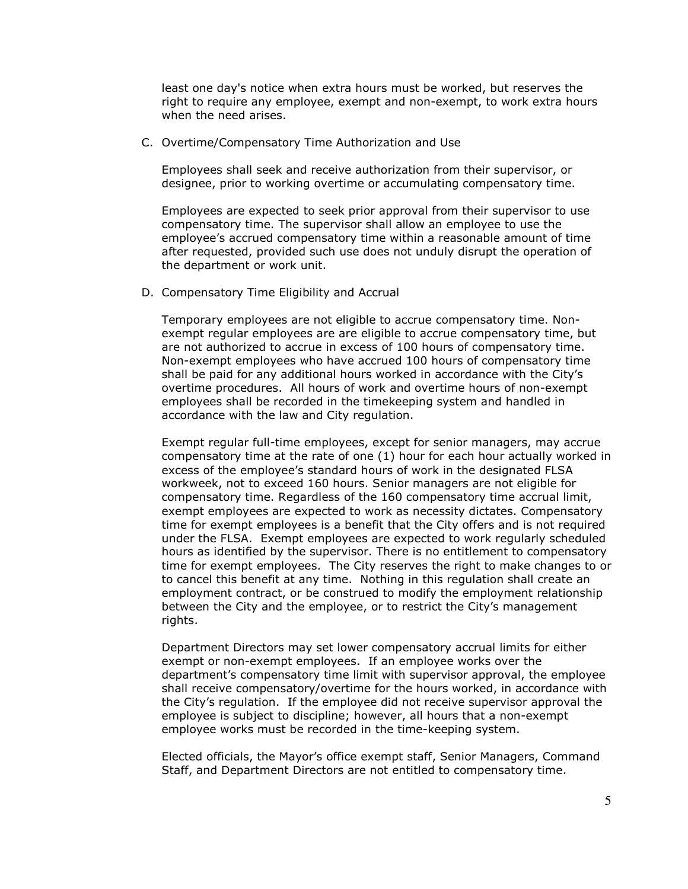least one day's notice when extra hours must be worked, but reserves the right to require any employee, exempt and non-exempt, to work extra hours when the need arises.

C. Overtime/Compensatory Time Authorization and Use

Employees shall seek and receive authorization from their supervisor, or designee, prior to working overtime or accumulating compensatory time.

Employees are expected to seek prior approval from their supervisor to use compensatory time. The supervisor shall allow an employee to use the employee's accrued compensatory time within a reasonable amount of time after requested, provided such use does not unduly disrupt the operation of the department or work unit.

D. Compensatory Time Eligibility and Accrual

Temporary employees are not eligible to accrue compensatory time. Non-exempt regular employees are are eligible to accrue compensatory time, but are not authorized to accrue in excess of 100 hours of compensatory time. Non-exempt employees who have accrued 100 hours of compensatory time shall be paid for any additional hours worked in accordance with the City's overtime procedures. All hours of work and overtime hours of non-exempt employees shall be recorded in the timekeeping system and handled in accordance with the law and City regulation.

Exempt regular full-time employees, except for senior managers, may accrue compensatory time at the rate of one (1) hour for each hour actually worked in excess of the employee's standard hours of work in the designated FLSA workweek, not to exceed 160 hours. Senior managers are not eligible for compensatory time. Regardless of the 160 compensatory time accrual limit, exempt employees are expected to work as necessity dictates. Compensatory time for exempt employees is a benefit that the City offers and is not required under the FLSA. Exempt employees are expected to work regularly scheduled hours as identified by the supervisor. There is no entitlement to compensatory time for exempt employees. The City reserves the right to make changes to or to cancel this benefit at any time. Nothing in this regulation shall create an employment contract, or be construed to modify the employment relationship between the City and the employee, or to restrict the City's management rights.

Department Directors may set lower compensatory accrual limits for either exempt or non-exempt employees. If an employee works over the department's compensatory time limit with supervisor approval, the employee shall receive compensatory/overtime for the hours worked, in accordance with the City's regulation. If the employee did not receive supervisor approval the employee is subject to discipline; however, all hours that a non-exempt employee works must be recorded in the time-keeping system.

Elected officials, the Mayor's office exempt staff, Senior Managers, Command Staff, and Department Directors are not entitled to compensatory time.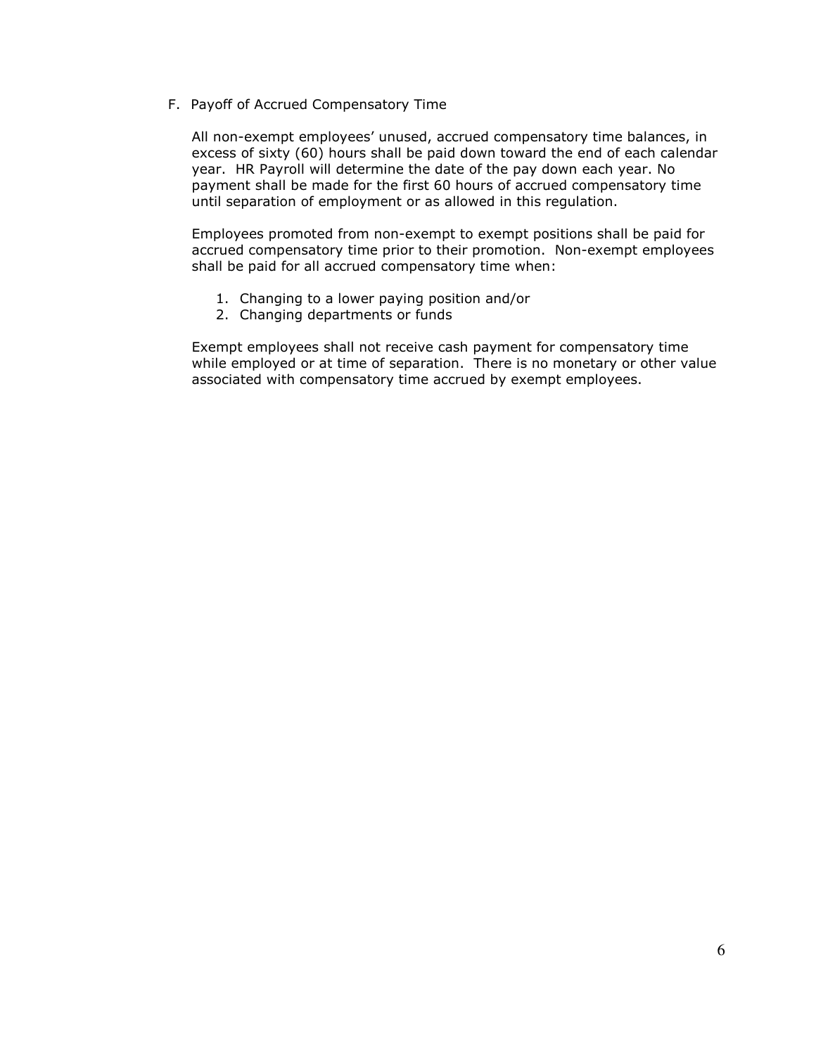F. Payoff of Accrued Compensatory Time

All non-exempt employees' unused, accrued compensatory time balances, in excess of sixty (60) hours shall be paid down toward the end of each calendar year. HR Payroll will determine the date of the pay down each year. No payment shall be made for the first 60 hours of accrued compensatory time until separation of employment or as allowed in this regulation.

Employees promoted from non-exempt to exempt positions shall be paid for accrued compensatory time prior to their promotion. Non-exempt employees shall be paid for all accrued compensatory time when:

1. Changing to a lower paying position and/or
2. Changing departments or funds

Exempt employees shall not receive cash payment for compensatory time while employed or at time of separation. There is no monetary or other value associated with compensatory time accrued by exempt employees.